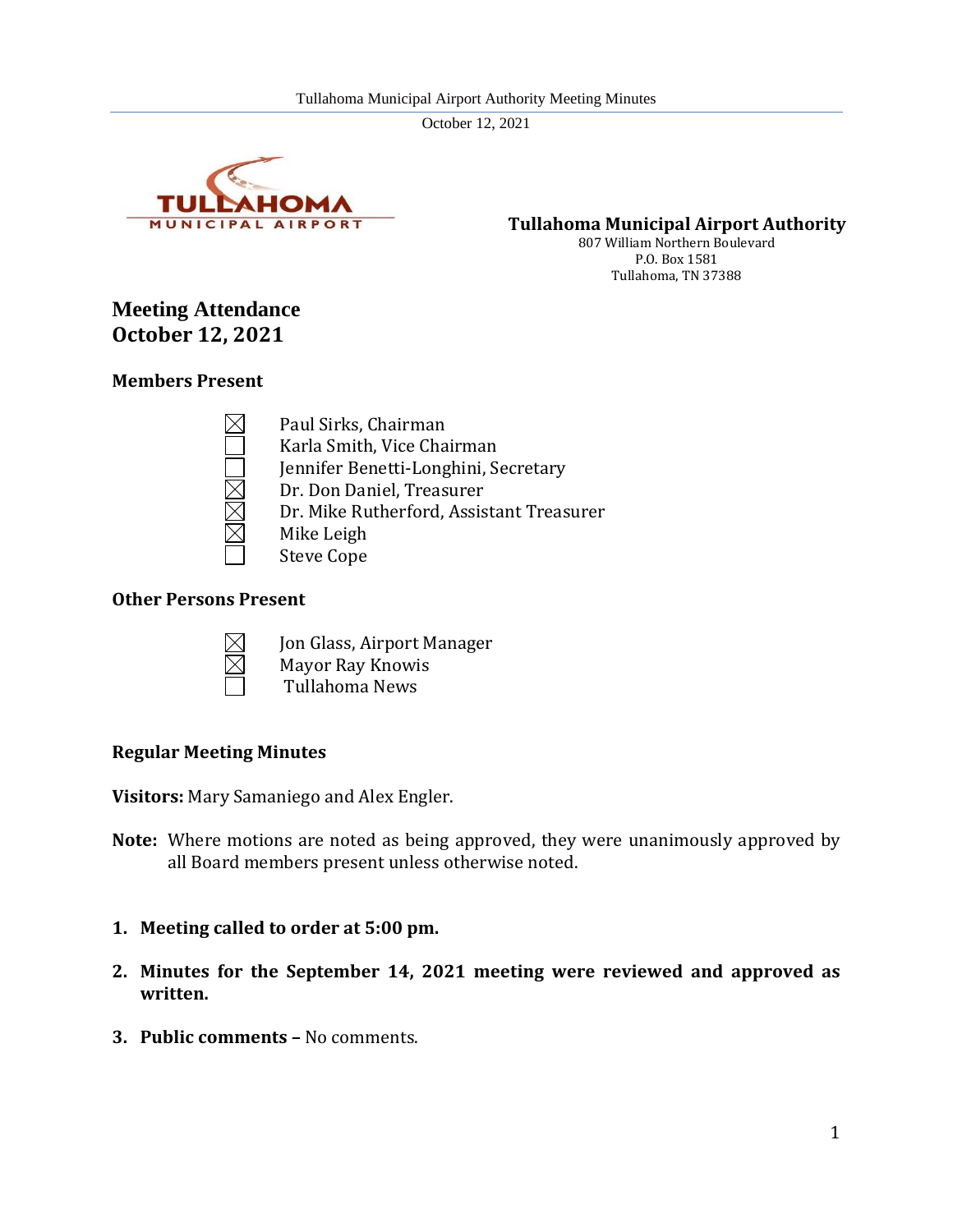**Tullahoma Municipal Airport Authority**
807 William Northern Boulevard
P.O. Box 1581
Tullahoma, TN 37388

## Meeting Attendance
## October 12, 2021

### Members Present

- ☒ Paul Sirks, Chairman
- ☐ Karla Smith, Vice Chairman
- ☐ Jennifer Benetti-Longhini, Secretary
- ☒ Dr. Don Daniel, Treasurer
- ☒ Dr. Mike Rutherford, Assistant Treasurer
- ☒ Mike Leigh
- ☐ Steve Cope

### Other Persons Present

- ☒ Jon Glass, Airport Manager
- ☒ Mayor Ray Knowis
- ☐ Tullahoma News

### Regular Meeting Minutes

**Visitors:** Mary Samaniego and Alex Engler.

**Note:** Where motions are noted as being approved, they were unanimously approved by all Board members present unless otherwise noted.

1. **Meeting called to order at 5:00 pm.**
2. **Minutes for the September 14, 2021 meeting were reviewed and approved as written.**
3. **Public comments –** No comments.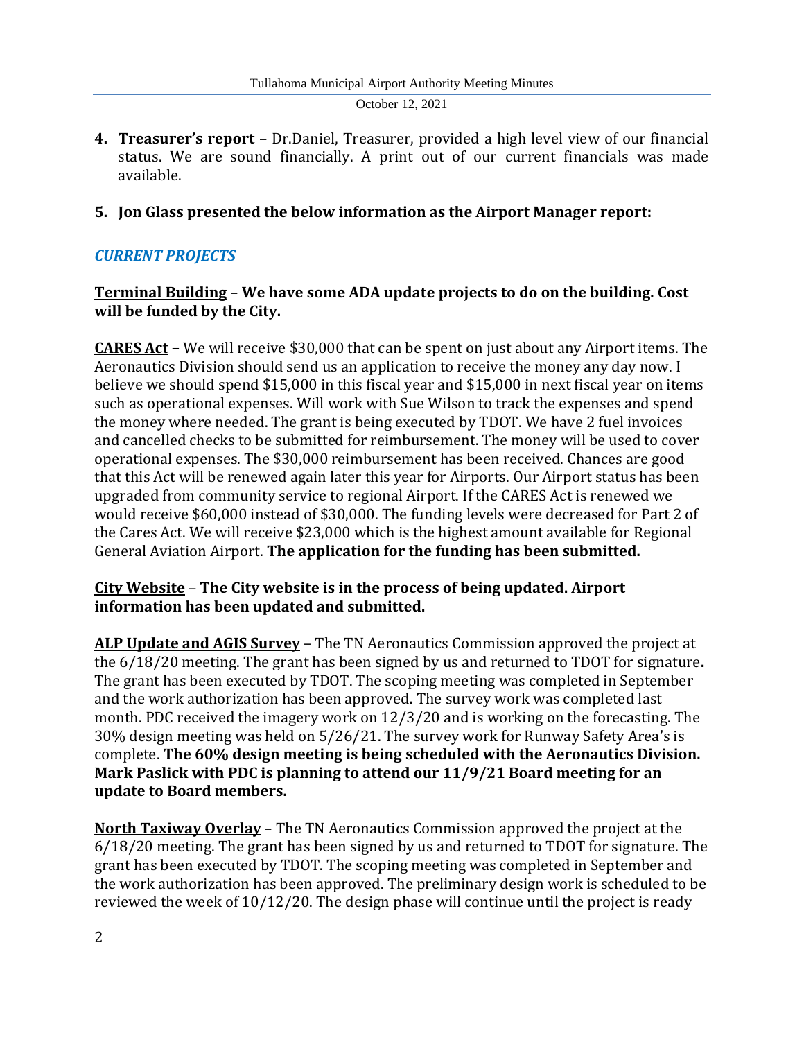**4. Treasurer's report** – Dr.Daniel, Treasurer, provided a high level view of our financial status. We are sound financially. A print out of our current financials was made available.

**5. Jon Glass presented the below information as the Airport Manager report:**

### *CURRENT PROJECTS*

**<u>Terminal Building</u>** – **We have some ADA update projects to do on the building. Cost will be funded by the City.**

**<u>CARES Act</u> –** We will receive $30,000 that can be spent on just about any Airport items. The Aeronautics Division should send us an application to receive the money any day now. I believe we should spend $15,000 in this fiscal year and $15,000 in next fiscal year on items such as operational expenses. Will work with Sue Wilson to track the expenses and spend the money where needed. The grant is being executed by TDOT. We have 2 fuel invoices and cancelled checks to be submitted for reimbursement. The money will be used to cover operational expenses. The $30,000 reimbursement has been received. Chances are good that this Act will be renewed again later this year for Airports. Our Airport status has been upgraded from community service to regional Airport. If the CARES Act is renewed we would receive $60,000 instead of $30,000. The funding levels were decreased for Part 2 of the Cares Act. We will receive $23,000 which is the highest amount available for Regional General Aviation Airport. **The application for the funding has been submitted.**

**<u>City Website</u>** – **The City website is in the process of being updated. Airport information has been updated and submitted.**

**<u>ALP Update and AGIS Survey</u>** – The TN Aeronautics Commission approved the project at the 6/18/20 meeting. The grant has been signed by us and returned to TDOT for signature**.** The grant has been executed by TDOT. The scoping meeting was completed in September and the work authorization has been approved**.** The survey work was completed last month. PDC received the imagery work on 12/3/20 and is working on the forecasting. The 30% design meeting was held on 5/26/21. The survey work for Runway Safety Area's is complete. **The 60% design meeting is being scheduled with the Aeronautics Division. Mark Paslick with PDC is planning to attend our 11/9/21 Board meeting for an update to Board members.**

**<u>North Taxiway Overlay</u>** – The TN Aeronautics Commission approved the project at the 6/18/20 meeting. The grant has been signed by us and returned to TDOT for signature. The grant has been executed by TDOT. The scoping meeting was completed in September and the work authorization has been approved. The preliminary design work is scheduled to be reviewed the week of 10/12/20. The design phase will continue until the project is ready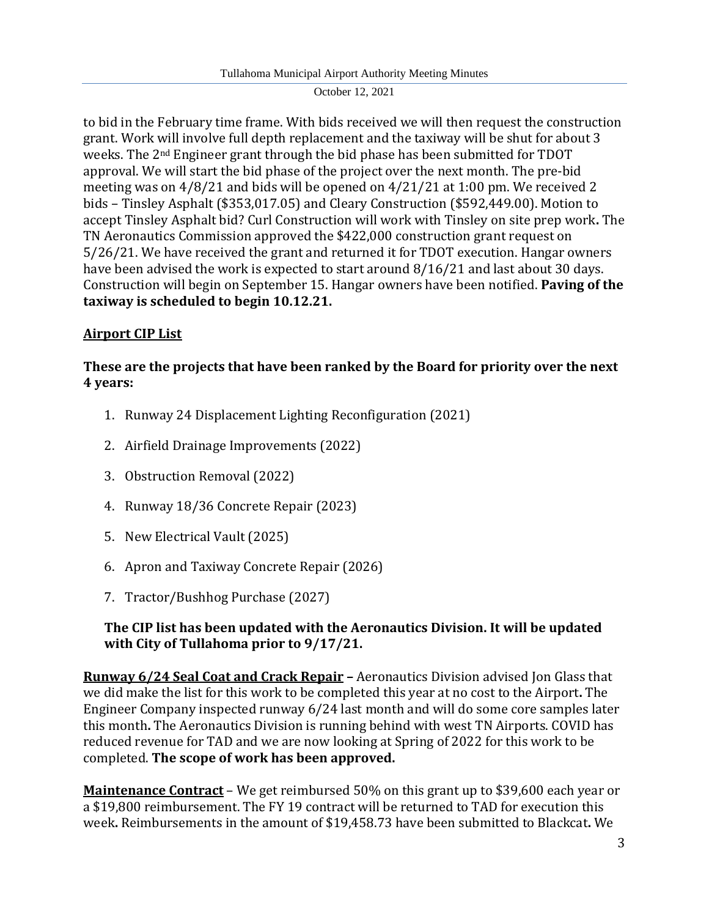to bid in the February time frame. With bids received we will then request the construction grant. Work will involve full depth replacement and the taxiway will be shut for about 3 weeks. The 2nd Engineer grant through the bid phase has been submitted for TDOT approval. We will start the bid phase of the project over the next month. The pre-bid meeting was on 4/8/21 and bids will be opened on 4/21/21 at 1:00 pm. We received 2 bids – Tinsley Asphalt ($353,017.05) and Cleary Construction ($592,449.00). Motion to accept Tinsley Asphalt bid? Curl Construction will work with Tinsley on site prep work**.** The TN Aeronautics Commission approved the $422,000 construction grant request on 5/26/21. We have received the grant and returned it for TDOT execution. Hangar owners have been advised the work is expected to start around 8/16/21 and last about 30 days. Construction will begin on September 15. Hangar owners have been notified. **Paving of the taxiway is scheduled to begin 10.12.21.**

**Airport CIP List**

**These are the projects that have been ranked by the Board for priority over the next 4 years:**

1. Runway 24 Displacement Lighting Reconfiguration (2021)
2. Airfield Drainage Improvements (2022)
3. Obstruction Removal (2022)
4. Runway 18/36 Concrete Repair (2023)
5. New Electrical Vault (2025)
6. Apron and Taxiway Concrete Repair (2026)
7. Tractor/Bushhog Purchase (2027)

**The CIP list has been updated with the Aeronautics Division. It will be updated with City of Tullahoma prior to 9/17/21.**

**Runway 6/24 Seal Coat and Crack Repair –** Aeronautics Division advised Jon Glass that we did make the list for this work to be completed this year at no cost to the Airport**.** The Engineer Company inspected runway 6/24 last month and will do some core samples later this month**.** The Aeronautics Division is running behind with west TN Airports. COVID has reduced revenue for TAD and we are now looking at Spring of 2022 for this work to be completed. **The scope of work has been approved.**

**Maintenance Contract** – We get reimbursed 50% on this grant up to $39,600 each year or a $19,800 reimbursement. The FY 19 contract will be returned to TAD for execution this week**.** Reimbursements in the amount of $19,458.73 have been submitted to Blackcat**.** We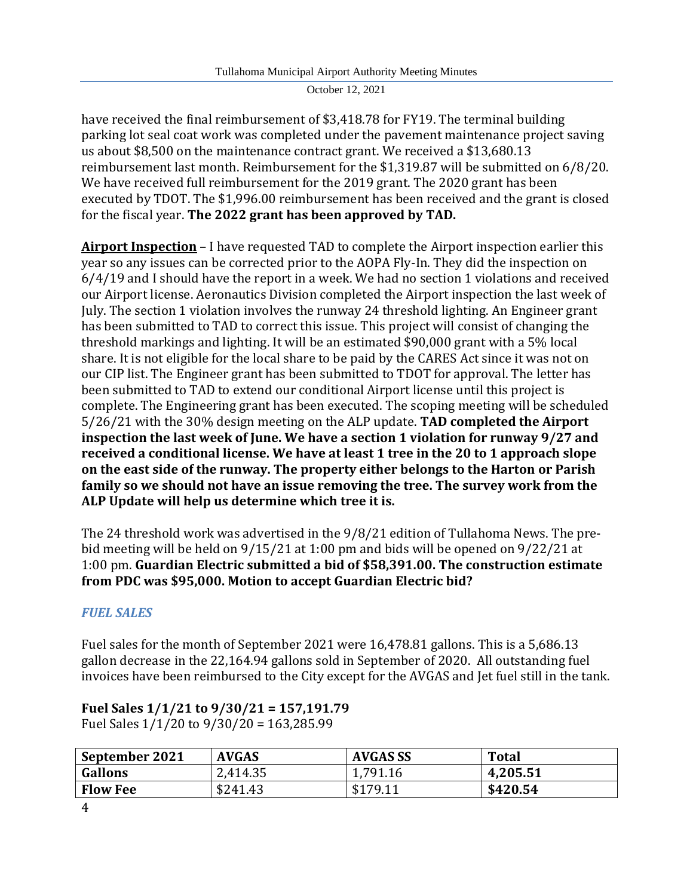have received the final reimbursement of $3,418.78 for FY19. The terminal building parking lot seal coat work was completed under the pavement maintenance project saving us about $8,500 on the maintenance contract grant. We received a $13,680.13 reimbursement last month. Reimbursement for the $1,319.87 will be submitted on 6/8/20. We have received full reimbursement for the 2019 grant. The 2020 grant has been executed by TDOT. The $1,996.00 reimbursement has been received and the grant is closed for the fiscal year. **The 2022 grant has been approved by TAD.**

**Airport Inspection** – I have requested TAD to complete the Airport inspection earlier this year so any issues can be corrected prior to the AOPA Fly-In. They did the inspection on 6/4/19 and I should have the report in a week. We had no section 1 violations and received our Airport license. Aeronautics Division completed the Airport inspection the last week of July. The section 1 violation involves the runway 24 threshold lighting. An Engineer grant has been submitted to TAD to correct this issue. This project will consist of changing the threshold markings and lighting. It will be an estimated $90,000 grant with a 5% local share. It is not eligible for the local share to be paid by the CARES Act since it was not on our CIP list. The Engineer grant has been submitted to TDOT for approval. The letter has been submitted to TAD to extend our conditional Airport license until this project is complete. The Engineering grant has been executed. The scoping meeting will be scheduled 5/26/21 with the 30% design meeting on the ALP update. **TAD completed the Airport inspection the last week of June. We have a section 1 violation for runway 9/27 and received a conditional license. We have at least 1 tree in the 20 to 1 approach slope on the east side of the runway. The property either belongs to the Harton or Parish family so we should not have an issue removing the tree. The survey work from the ALP Update will help us determine which tree it is.**

The 24 threshold work was advertised in the 9/8/21 edition of Tullahoma News. The pre-bid meeting will be held on 9/15/21 at 1:00 pm and bids will be opened on 9/22/21 at 1:00 pm. **Guardian Electric submitted a bid of $58,391.00. The construction estimate from PDC was $95,000. Motion to accept Guardian Electric bid?**

## *FUEL SALES*

Fuel sales for the month of September 2021 were 16,478.81 gallons. This is a 5,686.13 gallon decrease in the 22,164.94 gallons sold in September of 2020. All outstanding fuel invoices have been reimbursed to the City except for the AVGAS and Jet fuel still in the tank.

**Fuel Sales 1/1/21 to 9/30/21 = 157,191.79**
Fuel Sales 1/1/20 to 9/30/20 = 163,285.99

| **September 2021** | **AVGAS** | **AVGAS SS** | **Total** |
|---|---|---|---|
| **Gallons** | 2,414.35 | 1,791.16 | **4,205.51** |
| **Flow Fee** | $241.43 | $179.11 | **$420.54** |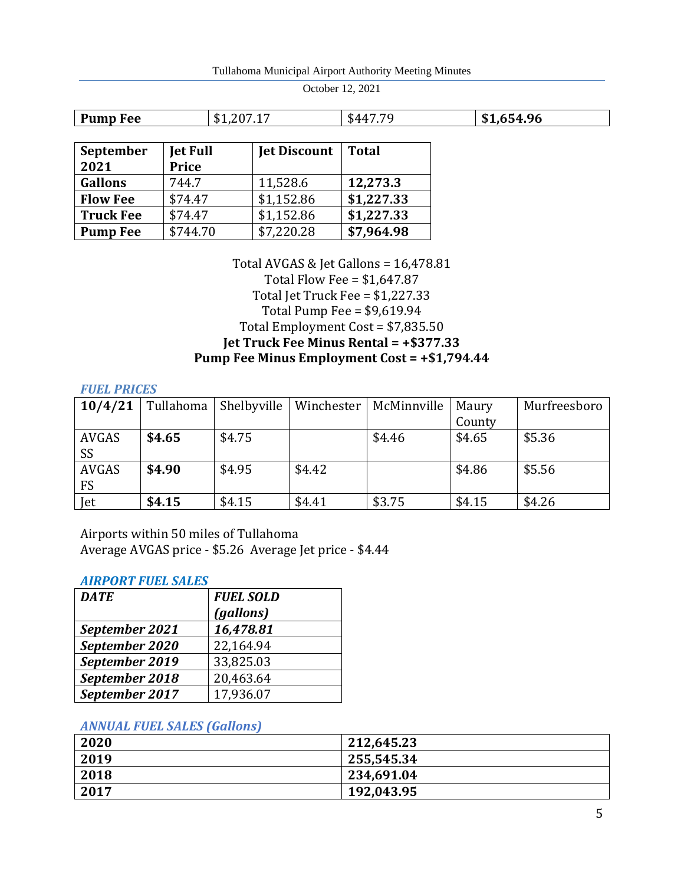| **Pump Fee** | $1,207.17 | $447.79 | **$1,654.96** |
|---|---|---|---|

| **September 2021** | **Jet Full Price** | **Jet Discount** | **Total** |
|---|---|---|---|
| **Gallons** | 744.7 | 11,528.6 | **12,273.3** |
| **Flow Fee** | $74.47 | $1,152.86 | **$1,227.33** |
| **Truck Fee** | $74.47 | $1,152.86 | **$1,227.33** |
| **Pump Fee** | $744.70 | $7,220.28 | **$7,964.98** |

Total AVGAS & Jet Gallons = 16,478.81
Total Flow Fee = $1,647.87
Total Jet Truck Fee = $1,227.33
Total Pump Fee = $9,619.94
Total Employment Cost = $7,835.50
**Jet Truck Fee Minus Rental = +$377.33**
**Pump Fee Minus Employment Cost = +$1,794.44**

### *FUEL PRICES*

| **10/4/21** | Tullahoma | Shelbyville | Winchester | McMinnville | Maury County | Murfreesboro |
|---|---|---|---|---|---|---|
| AVGAS SS | **$4.65** | $4.75 | | $4.46 | $4.65 | $5.36 |
| AVGAS FS | **$4.90** | $4.95 | $4.42 | | $4.86 | $5.56 |
| Jet | **$4.15** | $4.15 | $4.41 | $3.75 | $4.15 | $4.26 |

Airports within 50 miles of Tullahoma
Average AVGAS price - $5.26 Average Jet price - $4.44

### *AIRPORT FUEL SALES*

| ***DATE*** | ***FUEL SOLD (gallons)*** |
|---|---|
| ***September 2021*** | ***16,478.81*** |
| ***September 2020*** | 22,164.94 |
| ***September 2019*** | 33,825.03 |
| ***September 2018*** | 20,463.64 |
| ***September 2017*** | 17,936.07 |

### *ANNUAL FUEL SALES (Gallons)*

| **2020** | **212,645.23** |
|---|---|
| **2019** | **255,545.34** |
| **2018** | **234,691.04** |
| **2017** | **192,043.95** |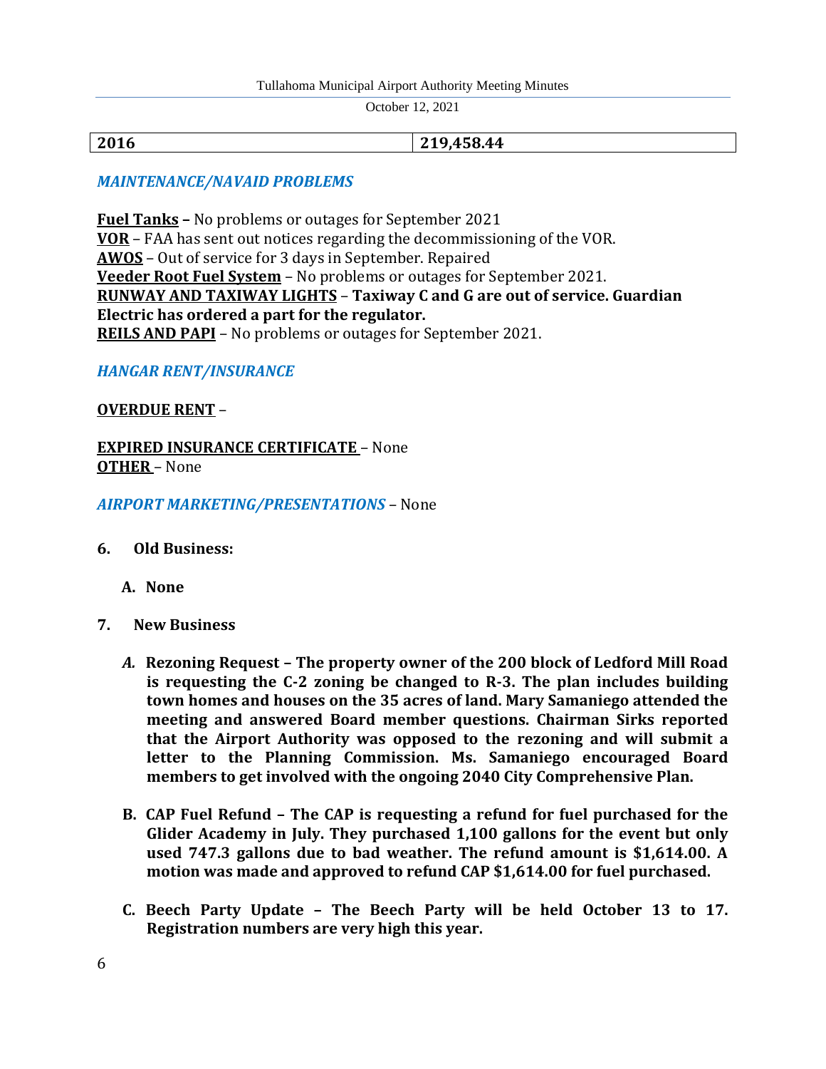| 2016 | 219,458.44 |
| --- | --- |

### *MAINTENANCE/NAVAID PROBLEMS*

**Fuel Tanks –** No problems or outages for September 2021
**VOR** – FAA has sent out notices regarding the decommissioning of the VOR.
**AWOS** – Out of service for 3 days in September. Repaired
**Veeder Root Fuel System** – No problems or outages for September 2021.
**RUNWAY AND TAXIWAY LIGHTS** – **Taxiway C and G are out of service. Guardian Electric has ordered a part for the regulator.**
**REILS AND PAPI** – No problems or outages for September 2021.

### *HANGAR RENT/INSURANCE*

**OVERDUE RENT** –

**EXPIRED INSURANCE CERTIFICATE** – None
**OTHER** – None

***AIRPORT MARKETING/PRESENTATIONS*** – None

**6. Old Business:**

**A. None**

**7. New Business**

*A.* **Rezoning Request – The property owner of the 200 block of Ledford Mill Road is requesting the C-2 zoning be changed to R-3. The plan includes building town homes and houses on the 35 acres of land. Mary Samaniego attended the meeting and answered Board member questions. Chairman Sirks reported that the Airport Authority was opposed to the rezoning and will submit a letter to the Planning Commission. Ms. Samaniego encouraged Board members to get involved with the ongoing 2040 City Comprehensive Plan.**

**B. CAP Fuel Refund – The CAP is requesting a refund for fuel purchased for the Glider Academy in July. They purchased 1,100 gallons for the event but only used 747.3 gallons due to bad weather. The refund amount is $1,614.00. A motion was made and approved to refund CAP $1,614.00 for fuel purchased.**

**C. Beech Party Update – The Beech Party will be held October 13 to 17. Registration numbers are very high this year.**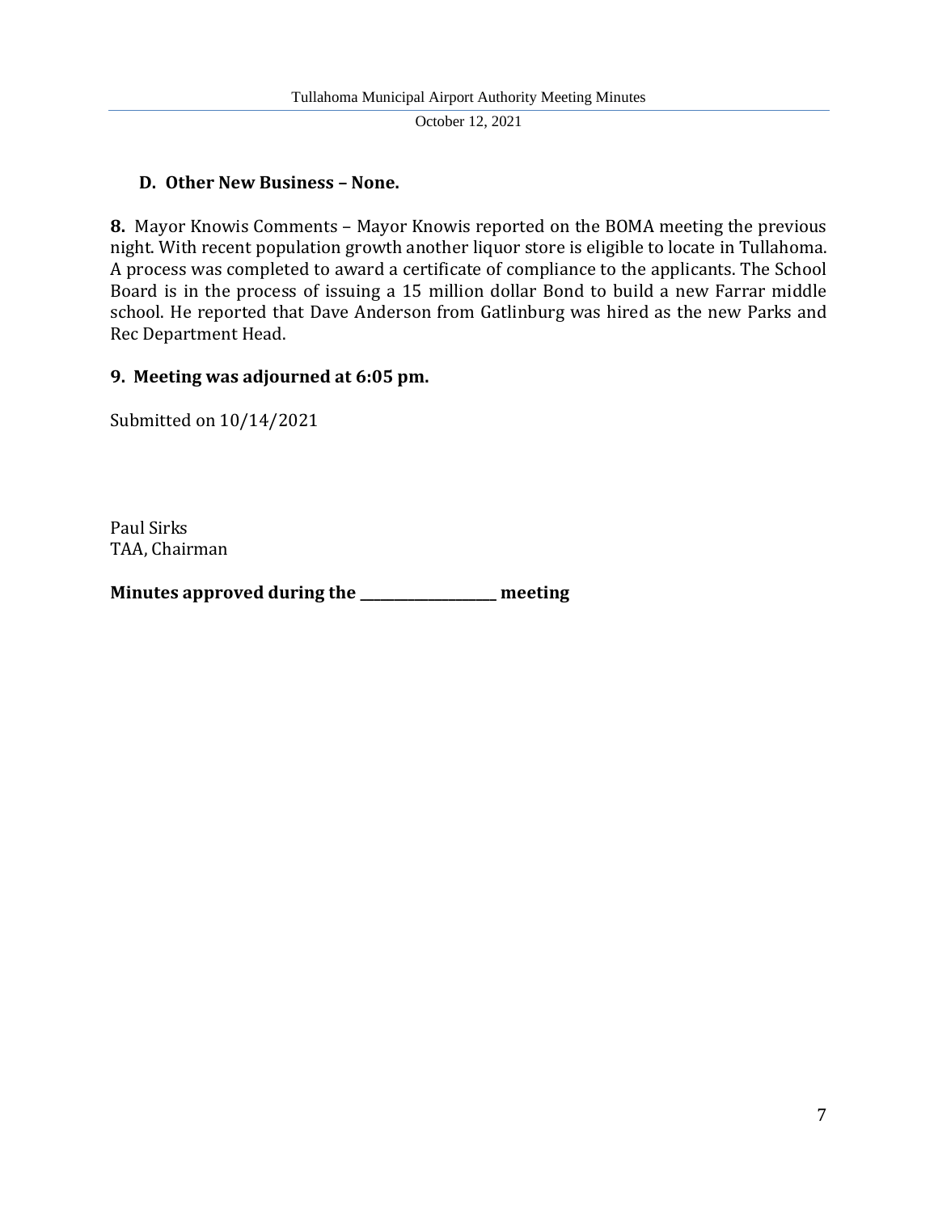**D. Other New Business – None.**

**8.** Mayor Knowis Comments – Mayor Knowis reported on the BOMA meeting the previous night. With recent population growth another liquor store is eligible to locate in Tullahoma. A process was completed to award a certificate of compliance to the applicants. The School Board is in the process of issuing a 15 million dollar Bond to build a new Farrar middle school. He reported that Dave Anderson from Gatlinburg was hired as the new Parks and Rec Department Head.

**9. Meeting was adjourned at 6:05 pm.**

Submitted on 10/14/2021

Paul Sirks
TAA, Chairman

**Minutes approved during the ___________________ meeting**